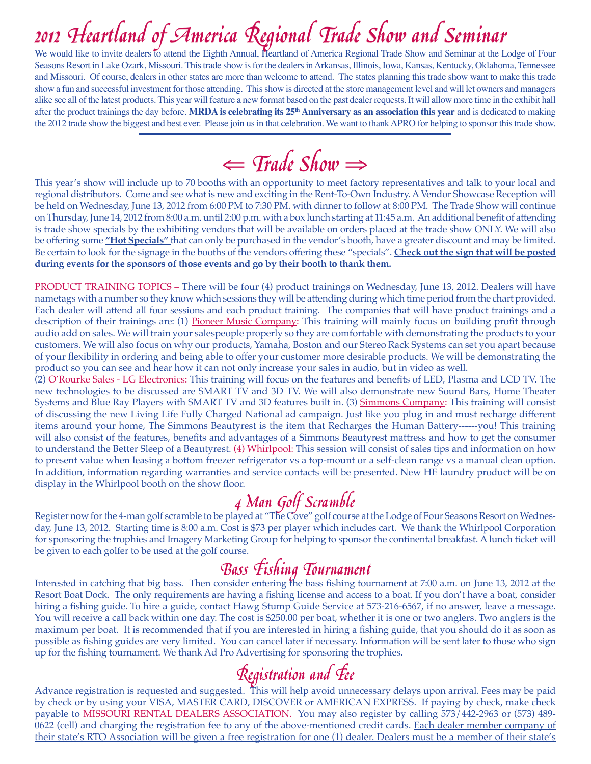# 2012 Heartland of America Regional Trade Show and Seminar

We would like to invite dealers to attend the Eighth Annual, Heartland of America Regional Trade Show and Seminar at the Lodge of Four Seasons Resort in Lake Ozark, Missouri. This trade show is for the dealers in Arkansas, Illinois, Iowa, Kansas, Kentucky, Oklahoma, Tennessee and Missouri. Of course, dealers in other states are more than welcome to attend. The states planning this trade show want to make this trade show a fun and successful investment for those attending. This show is directed at the store management level and will let owners and managers alike see all of the latest products. This year will feature a new format based on the past dealer requests. It will allow more time in the exhibit hall after the product trainings the day before. **MRDA is celebrating its 25th Anniversary as an association this year** and is dedicated to making the 2012 trade show the biggest and best ever. Please join us in that celebration. We want to thank APRO for helping to sponsor this trade show.

## ⇐ Trade Show ⇒

This year's show will include up to 70 booths with an opportunity to meet factory representatives and talk to your local and regional distributors. Come and see what is new and exciting in the Rent-To-Own Industry. A Vendor Showcase Reception will be held on Wednesday, June 13, 2012 from 6:00 PM to 7:30 PM. with dinner to follow at 8:00 PM. The Trade Show will continue on Thursday, June 14, 2012 from 8:00 a.m. until 2:00 p.m. with a box lunch starting at 11:45 a.m. An additional benefit of attending is trade show specials by the exhibiting vendors that will be available on orders placed at the trade show ONLY. We will also be offering some **"Hot Specials"** that can only be purchased in the vendor's booth, have a greater discount and may be limited. Be certain to look for the signage in the booths of the vendors offering these "specials". **Check out the sign that will be posted during events for the sponsors of those events and go by their booth to thank them.**

PRODUCT TRAINING TOPICS – There will be four (4) product trainings on Wednesday, June 13, 2012. Dealers will have nametags with a number so they know which sessions they will be attending during which time period from the chart provided. Each dealer will attend all four sessions and each product training. The companies that will have product trainings and a description of their trainings are: (1) Pioneer Music Company: This training will mainly focus on building profit through audio add on sales. We will train your salespeople properly so they are comfortable with demonstrating the products to your customers. We will also focus on why our products, Yamaha, Boston and our Stereo Rack Systems can set you apart because of your flexibility in ordering and being able to offer your customer more desirable products. We will be demonstrating the product so you can see and hear how it can not only increase your sales in audio, but in video as well.
(2) O'Rourke Sales - LG Electronics: This training will focus on the features and benefits of LED, Plasma and LCD TV. The new technologies to be discussed are SMART TV and 3D TV. We will also demonstrate new Sound Bars, Home Theater Systems and Blue Ray Players with SMART TV and 3D features built in. (3) Simmons Company: This training will consist of discussing the new Living Life Fully Charged National ad campaign. Just like you plug in and must recharge different items around your home, The Simmons Beautyrest is the item that Recharges the Human Battery------you! This training will also consist of the features, benefits and advantages of a Simmons Beautyrest mattress and how to get the consumer to understand the Better Sleep of a Beautyrest. (4) Whirlpool: This session will consist of sales tips and information on how to present value when leasing a bottom freezer refrigerator vs a top-mount or a self-clean range vs a manual clean option. In addition, information regarding warranties and service contacts will be presented. New HE laundry product will be on display in the Whirlpool booth on the show floor.

## 4 Man Golf Scramble

Register now for the 4-man golf scramble to be played at "The Cove" golf course at the Lodge of Four Seasons Resort on Wednesday, June 13, 2012. Starting time is 8:00 a.m. Cost is $73 per player which includes cart. We thank the Whirlpool Corporation for sponsoring the trophies and Imagery Marketing Group for helping to sponsor the continental breakfast. A lunch ticket will be given to each golfer to be used at the golf course.

## Bass Fishing Tournament

Interested in catching that big bass. Then consider entering the bass fishing tournament at 7:00 a.m. on June 13, 2012 at the Resort Boat Dock. The only requirements are having a fishing license and access to a boat. If you don't have a boat, consider hiring a fishing guide. To hire a guide, contact Hawg Stump Guide Service at 573-216-6567, if no answer, leave a message. You will receive a call back within one day. The cost is $250.00 per boat, whether it is one or two anglers. Two anglers is the maximum per boat. It is recommended that if you are interested in hiring a fishing guide, that you should do it as soon as possible as fishing guides are very limited. You can cancel later if necessary. Information will be sent later to those who sign up for the fishing tournament. We thank Ad Pro Advertising for sponsoring the trophies.

## Registration and Fee

Advance registration is requested and suggested. This will help avoid unnecessary delays upon arrival. Fees may be paid by check or by using your VISA, MASTER CARD, DISCOVER or AMERICAN EXPRESS. If paying by check, make check payable to MISSOURI RENTAL DEALERS ASSOCIATION. You may also register by calling 573/442-2963 or (573) 489-0622 (cell) and charging the registration fee to any of the above-mentioned credit cards. Each dealer member company of their state's RTO Association will be given a free registration for one (1) dealer. Dealers must be a member of their state's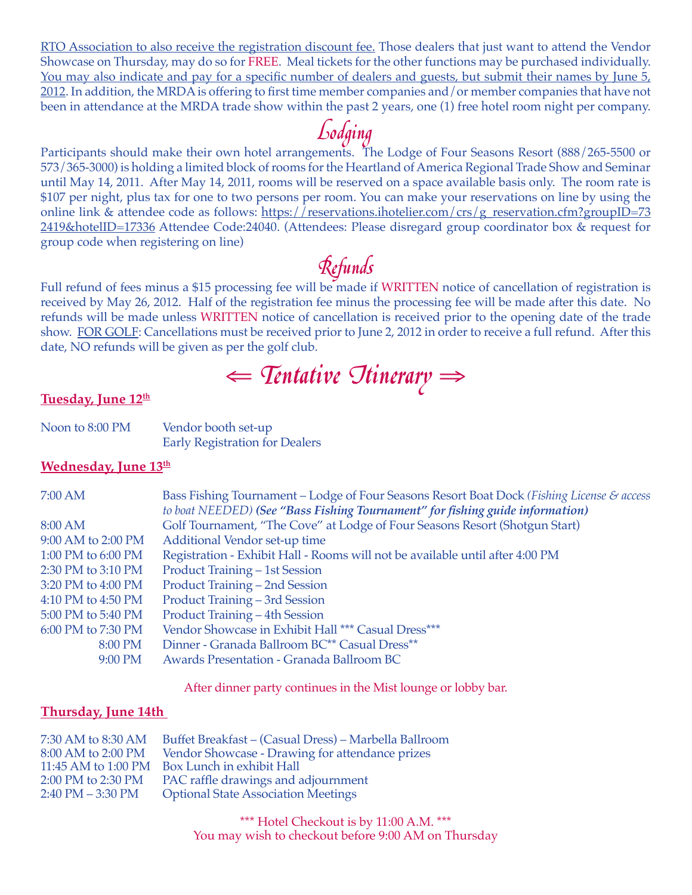RTO Association to also receive the registration discount fee. Those dealers that just want to attend the Vendor Showcase on Thursday, may do so for FREE. Meal tickets for the other functions may be purchased individually. You may also indicate and pay for a specific number of dealers and guests, but submit their names by June 5, 2012. In addition, the MRDA is offering to first time member companies and/or member companies that have not been in attendance at the MRDA trade show within the past 2 years, one (1) free hotel room night per company.

## Lodging

Participants should make their own hotel arrangements. The Lodge of Four Seasons Resort (888/265-5500 or 573/365-3000) is holding a limited block of rooms for the Heartland of America Regional Trade Show and Seminar until May 14, 2011. After May 14, 2011, rooms will be reserved on a space available basis only. The room rate is $107 per night, plus tax for one to two persons per room. You can make your reservations on line by using the online link & attendee code as follows: https://reservations.ihotelier.com/crs/g_reservation.cfm?groupID=732419&hotelID=17336 Attendee Code:24040. (Attendees: Please disregard group coordinator box & request for group code when registering on line)

## Refunds

Full refund of fees minus a $15 processing fee will be made if WRITTEN notice of cancellation of registration is received by May 26, 2012. Half of the registration fee minus the processing fee will be made after this date. No refunds will be made unless WRITTEN notice of cancellation is received prior to the opening date of the trade show. FOR GOLF: Cancellations must be received prior to June 2, 2012 in order to receive a full refund. After this date, NO refunds will be given as per the golf club.

## ⇐ Tentative Itinerary ⇒

### Tuesday, June 12th

| | |
|---|---|
| Noon to 8:00 PM | Vendor booth set-up<br>Early Registration for Dealers |

### Wednesday, June 13th

| | |
|---|---|
| 7:00 AM | Bass Fishing Tournament – Lodge of Four Seasons Resort Boat Dock *(Fishing License & access to boat NEEDED)* ***(See "Bass Fishing Tournament" for fishing guide information)*** |
| 8:00 AM | Golf Tournament, "The Cove" at Lodge of Four Seasons Resort (Shotgun Start) |
| 9:00 AM to 2:00 PM | Additional Vendor set-up time |
| 1:00 PM to 6:00 PM | Registration - Exhibit Hall - Rooms will not be available until after 4:00 PM |
| 2:30 PM to 3:10 PM | Product Training – 1st Session |
| 3:20 PM to 4:00 PM | Product Training – 2nd Session |
| 4:10 PM to 4:50 PM | Product Training – 3rd Session |
| 5:00 PM to 5:40 PM | Product Training – 4th Session |
| 6:00 PM to 7:30 PM | Vendor Showcase in Exhibit Hall *** Casual Dress*** |
| 8:00 PM | Dinner - Granada Ballroom BC** Casual Dress** |
| 9:00 PM | Awards Presentation - Granada Ballroom BC |

After dinner party continues in the Mist lounge or lobby bar.

### Thursday, June 14th

| | |
|---|---|
| 7:30 AM to 8:30 AM | Buffet Breakfast – (Casual Dress) – Marbella Ballroom |
| 8:00 AM to 2:00 PM | Vendor Showcase - Drawing for attendance prizes |
| 11:45 AM to 1:00 PM | Box Lunch in exhibit Hall |
| 2:00 PM to 2:30 PM | PAC raffle drawings and adjournment |
| 2:40 PM – 3:30 PM | Optional State Association Meetings |

*** Hotel Checkout is by 11:00 A.M. ***
You may wish to checkout before 9:00 AM on Thursday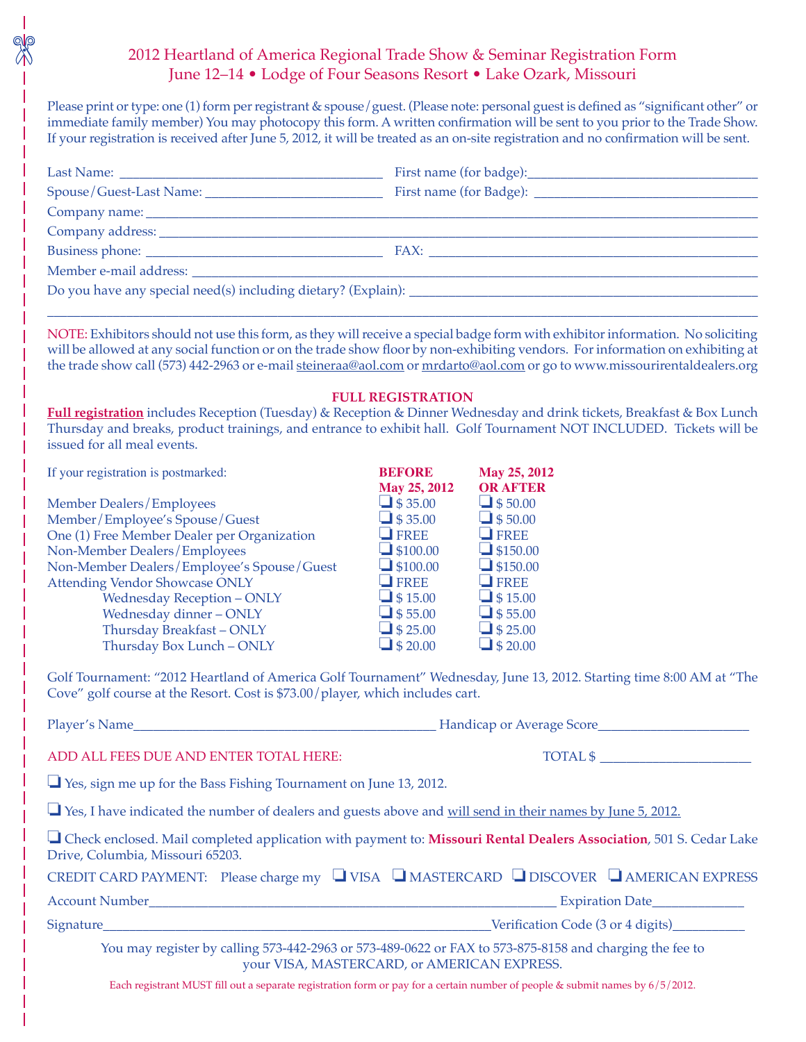# 2012 Heartland of America Regional Trade Show & Seminar Registration Form
## June 12–14 • Lodge of Four Seasons Resort • Lake Ozark, Missouri

Please print or type: one (1) form per registrant & spouse/guest. (Please note: personal guest is defined as "significant other" or immediate family member) You may photocopy this form. A written confirmation will be sent to you prior to the Trade Show. If your registration is received after June 5, 2012, it will be treated as an on-site registration and no confirmation will be sent.

Last Name: ______________________________ First name (for badge): ______________________________

Spouse/Guest-Last Name: ______________________________ First name (for Badge): ______________________________

Company name: ____________________________________________________________

Company address: ____________________________________________________________

Business phone: ______________________________ FAX: ______________________________

Member e-mail address: ____________________________________________________________

Do you have any special need(s) including dietary? (Explain): ______________________________

____________________________________________________________

NOTE: Exhibitors should not use this form, as they will receive a special badge form with exhibitor information. No soliciting will be allowed at any social function or on the trade show floor by non-exhibiting vendors. For information on exhibiting at the trade show call (573) 442-2963 or e-mail steineraa@aol.com or mrdarto@aol.com or go to www.missourirentaldealers.org

### FULL REGISTRATION

**Full registration** includes Reception (Tuesday) & Reception & Dinner Wednesday and drink tickets, Breakfast & Box Lunch Thursday and breaks, product trainings, and entrance to exhibit hall. Golf Tournament NOT INCLUDED. Tickets will be issued for all meal events.

| If your registration is postmarked: | BEFORE May 25, 2012 | May 25, 2012 OR AFTER |
|---|---|---|
| Member Dealers/Employees | ❑ $ 35.00 | ❑ $ 50.00 |
| Member/Employee's Spouse/Guest | ❑ $ 35.00 | ❑ $ 50.00 |
| One (1) Free Member Dealer per Organization | ❑ FREE | ❑ FREE |
| Non-Member Dealers/Employees | ❑ $100.00 | ❑ $150.00 |
| Non-Member Dealers/Employee's Spouse/Guest | ❑ $100.00 | ❑ $150.00 |
| Attending Vendor Showcase ONLY | ❑ FREE | ❑ FREE |
| Wednesday Reception – ONLY | ❑ $ 15.00 | ❑ $ 15.00 |
| Wednesday dinner – ONLY | ❑ $ 55.00 | ❑ $ 55.00 |
| Thursday Breakfast – ONLY | ❑ $ 25.00 | ❑ $ 25.00 |
| Thursday Box Lunch – ONLY | ❑ $ 20.00 | ❑ $ 20.00 |

Golf Tournament: "2012 Heartland of America Golf Tournament" Wednesday, June 13, 2012. Starting time 8:00 AM at "The Cove" golf course at the Resort. Cost is $73.00/player, which includes cart.

Player's Name______________________________ Handicap or Average Score______________________

ADD ALL FEES DUE AND ENTER TOTAL HERE: TOTAL $ ______________________

❑ Yes, sign me up for the Bass Fishing Tournament on June 13, 2012.

❑ Yes, I have indicated the number of dealers and guests above and will send in their names by June 5, 2012.

❑ Check enclosed. Mail completed application with payment to: **Missouri Rental Dealers Association**, 501 S. Cedar Lake Drive, Columbia, Missouri 65203.

CREDIT CARD PAYMENT: Please charge my ❑ VISA ❑ MASTERCARD ❑ DISCOVER ❑ AMERICAN EXPRESS

Account Number______________________________ Expiration Date_____________

Signature______________________________ Verification Code (3 or 4 digits)__________

You may register by calling 573-442-2963 or 573-489-0622 or FAX to 573-875-8158 and charging the fee to your VISA, MASTERCARD, or AMERICAN EXPRESS.

Each registrant MUST fill out a separate registration form or pay for a certain number of people & submit names by 6/5/2012.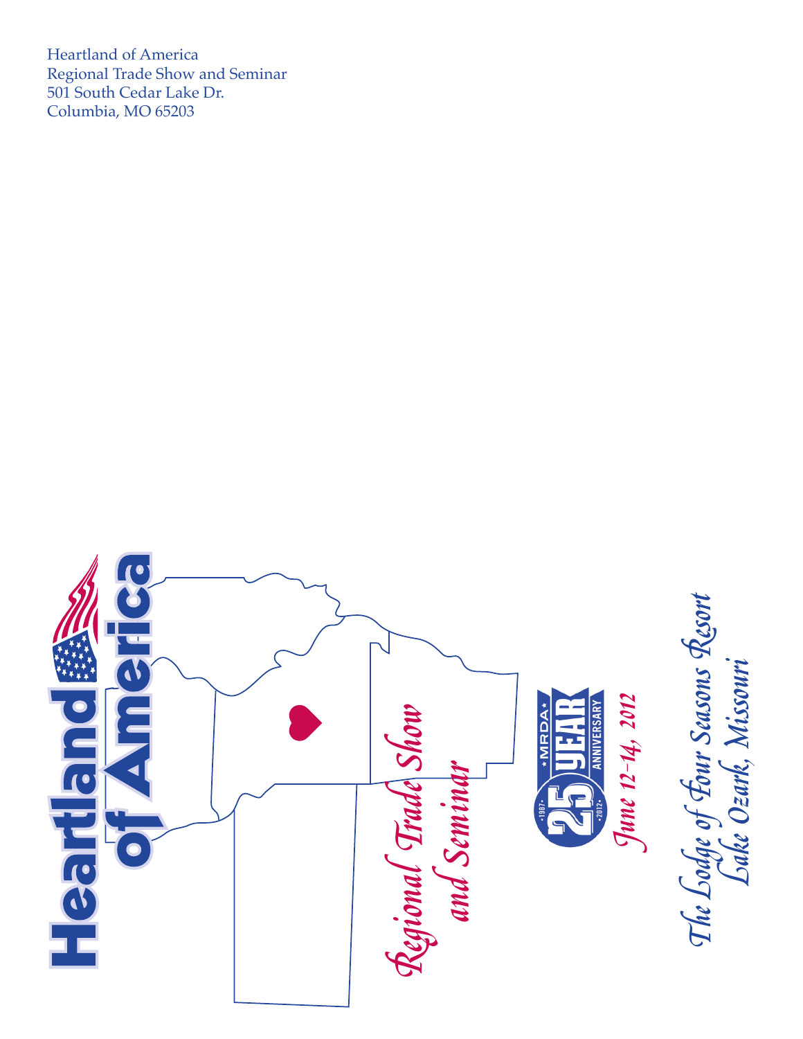Heartland of America
Regional Trade Show and Seminar
501 South Cedar Lake Dr.
Columbia, MO 65203

# Heartland of America

*Regional Trade Show and Seminar*

MRDA 25 YEAR ANNIVERSARY 1987 2012

*June 12-14, 2012*

*The Lodge of Four Seasons Resort*
*Lake Ozark, Missouri*